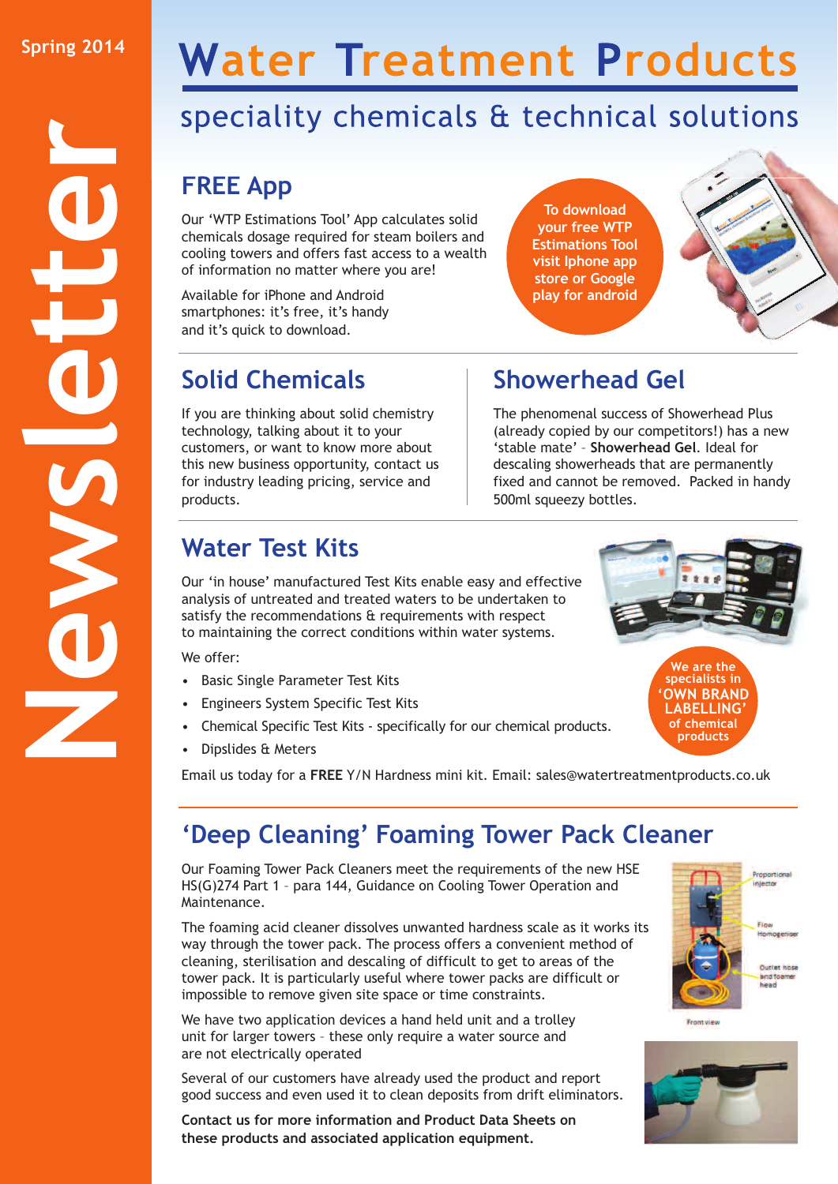Spring 2014

Newsletter

# Water Treatment Products

## speciality chemicals & technical solutions

## FREE App

Our 'WTP Estimations Tool' App calculates solid chemicals dosage required for steam boilers and cooling towers and offers fast access to a wealth of information no matter where you are!

Available for iPhone and Android smartphones: it's free, it's handy and it's quick to download.

To download your free WTP Estimations Tool visit Iphone app store or Google play for android

## Solid Chemicals

If you are thinking about solid chemistry technology, talking about it to your customers, or want to know more about this new business opportunity, contact us for industry leading pricing, service and products.

## Showerhead Gel

The phenomenal success of Showerhead Plus (already copied by our competitors!) has a new 'stable mate' – **Showerhead Gel**. Ideal for descaling showerheads that are permanently fixed and cannot be removed. Packed in handy 500ml squeezy bottles.

## Water Test Kits

Our 'in house' manufactured Test Kits enable easy and effective analysis of untreated and treated waters to be undertaken to satisfy the recommendations & requirements with respect to maintaining the correct conditions within water systems.

We offer:

- Basic Single Parameter Test Kits
- Engineers System Specific Test Kits
- Chemical Specific Test Kits - specifically for our chemical products.
- Dipslides & Meters

We are the specialists in 'OWN BRAND LABELLING' of chemical products

Email us today for a **FREE** Y/N Hardness mini kit. Email: sales@watertreatmentproducts.co.uk

## 'Deep Cleaning' Foaming Tower Pack Cleaner

Our Foaming Tower Pack Cleaners meet the requirements of the new HSE HS(G)274 Part 1 – para 144, Guidance on Cooling Tower Operation and Maintenance.

The foaming acid cleaner dissolves unwanted hardness scale as it works its way through the tower pack. The process offers a convenient method of cleaning, sterilisation and descaling of difficult to get to areas of the tower pack. It is particularly useful where tower packs are difficult or impossible to remove given site space or time constraints.

We have two application devices a hand held unit and a trolley unit for larger towers – these only require a water source and are not electrically operated

Several of our customers have already used the product and report good success and even used it to clean deposits from drift eliminators.

**Contact us for more information and Product Data Sheets on these products and associated application equipment.**

Proportional injector

Flow Homogeniser

Outlet hose and foamer head

Front view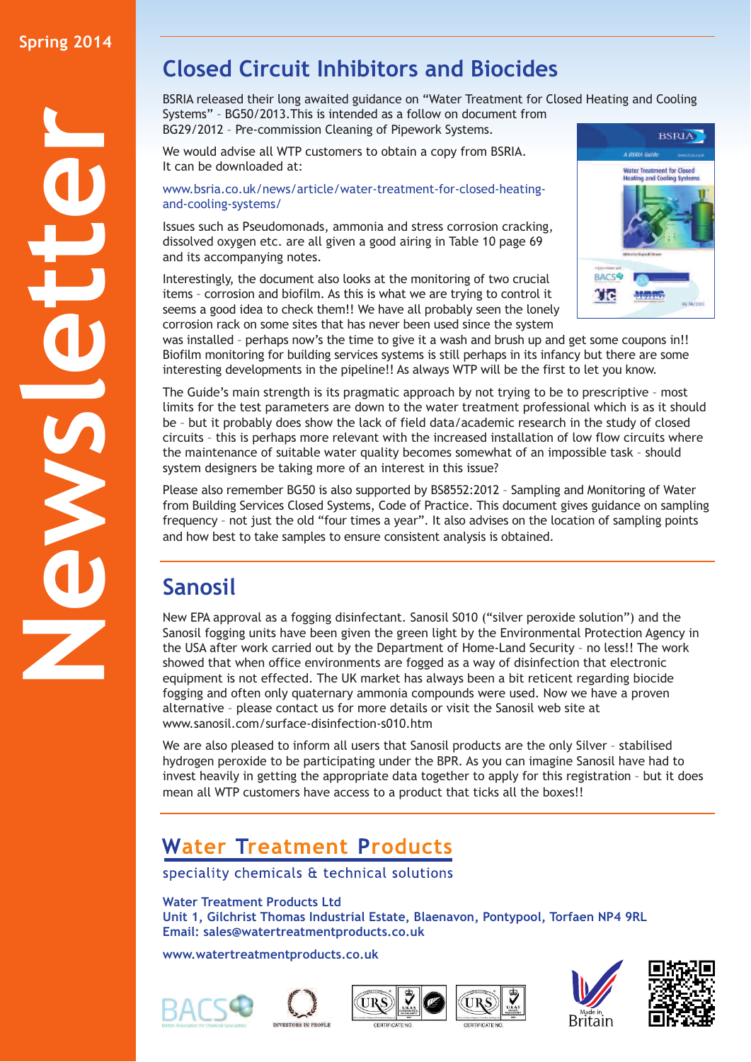Spring 2014

# Newsletter

## Closed Circuit Inhibitors and Biocides

BSRIA released their long awaited guidance on "Water Treatment for Closed Heating and Cooling Systems" – BG50/2013.This is intended as a follow on document from BG29/2012 – Pre-commission Cleaning of Pipework Systems.

We would advise all WTP customers to obtain a copy from BSRIA. It can be downloaded at:

www.bsria.co.uk/news/article/water-treatment-for-closed-heating-and-cooling-systems/

Issues such as Pseudomonads, ammonia and stress corrosion cracking, dissolved oxygen etc. are all given a good airing in Table 10 page 69 and its accompanying notes.

Interestingly, the document also looks at the monitoring of two crucial items – corrosion and biofilm. As this is what we are trying to control it seems a good idea to check them!! We have all probably seen the lonely corrosion rack on some sites that has never been used since the system was installed – perhaps now's the time to give it a wash and brush up and get some coupons in!! Biofilm monitoring for building services systems is still perhaps in its infancy but there are some interesting developments in the pipeline!! As always WTP will be the first to let you know.

The Guide's main strength is its pragmatic approach by not trying to be to prescriptive – most limits for the test parameters are down to the water treatment professional which is as it should be – but it probably does show the lack of field data/academic research in the study of closed circuits – this is perhaps more relevant with the increased installation of low flow circuits where the maintenance of suitable water quality becomes somewhat of an impossible task – should system designers be taking more of an interest in this issue?

Please also remember BG50 is also supported by BS8552:2012 – Sampling and Monitoring of Water from Building Services Closed Systems, Code of Practice. This document gives guidance on sampling frequency – not just the old "four times a year". It also advises on the location of sampling points and how best to take samples to ensure consistent analysis is obtained.

## Sanosil

New EPA approval as a fogging disinfectant. Sanosil S010 ("silver peroxide solution") and the Sanosil fogging units have been given the green light by the Environmental Protection Agency in the USA after work carried out by the Department of Home-Land Security – no less!! The work showed that when office environments are fogged as a way of disinfection that electronic equipment is not effected. The UK market has always been a bit reticent regarding biocide fogging and often only quaternary ammonia compounds were used. Now we have a proven alternative – please contact us for more details or visit the Sanosil web site at www.sanosil.com/surface-disinfection-s010.htm

We are also pleased to inform all users that Sanosil products are the only Silver – stabilised hydrogen peroxide to be participating under the BPR. As you can imagine Sanosil have had to invest heavily in getting the appropriate data together to apply for this registration – but it does mean all WTP customers have access to a product that ticks all the boxes!!

## Water Treatment Products

speciality chemicals & technical solutions

**Water Treatment Products Ltd**
**Unit 1, Gilchrist Thomas Industrial Estate, Blaenavon, Pontypool, Torfaen NP4 9RL**
**Email: sales@watertreatmentproducts.co.uk**

**www.watertreatmentproducts.co.uk**

Made in Britain